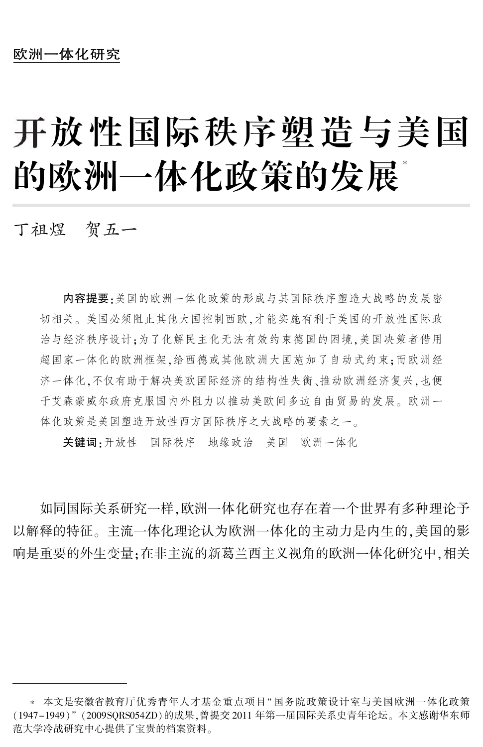欧洲一体化研究

# 开放性国际秩序塑造与美国的欧洲一体化政策的发展*

丁祖煜　贺五一

**内容提要**:美国的欧洲一体化政策的形成与其国际秩序塑造大战略的发展密切相关。美国必须阻止其他大国控制西欧,才能实施有利于美国的开放性国际政治与经济秩序设计;为了化解民主化无法有效约束德国的困境,美国决策者借用超国家一体化的欧洲框架,给西德或其他欧洲大国施加了自动式约束;而欧洲经济一体化,不仅有助于解决美欧国际经济的结构性失衡、推动欧洲经济复兴,也便于艾森豪威尔政府克服国内外阻力以推动美欧间多边自由贸易的发展。欧洲一体化政策是美国塑造开放性西方国际秩序之大战略的要素之一。

**关键词**:开放性　国际秩序　地缘政治　美国　欧洲一体化

如同国际关系研究一样,欧洲一体化研究也存在着一个世界有多种理论予以解释的特征。主流一体化理论认为欧洲一体化的主动力是内生的,美国的影响是重要的外生变量;在非主流的新葛兰西主义视角的欧洲一体化研究中,相关

---

* 本文是安徽省教育厅优秀青年人才基金重点项目“国务院政策设计室与美国欧洲一体化政策(1947-1949)”(2009SQRS054ZD)的成果,曾提交2011年第一届国际关系史青年论坛。本文感谢华东师范大学冷战研究中心提供了宝贵的档案资料。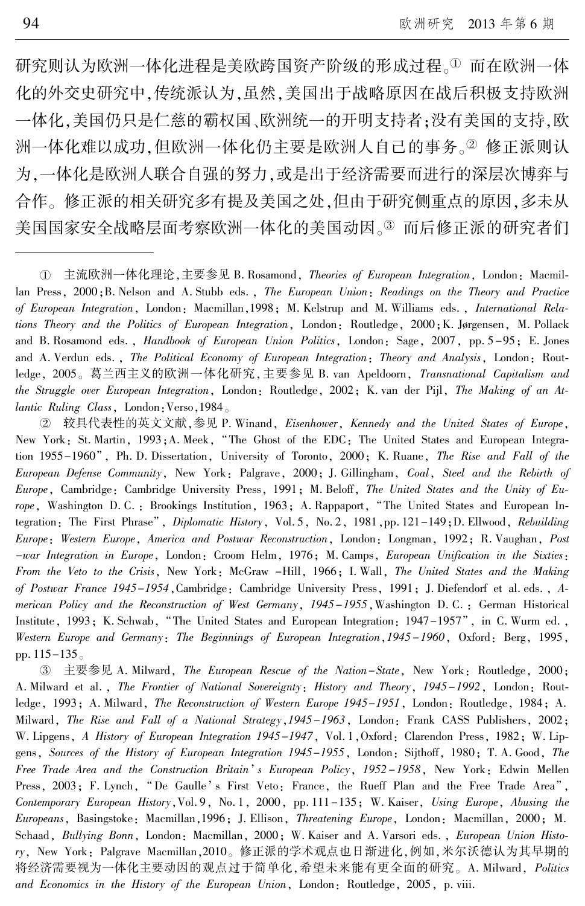研究则认为欧洲一体化进程是美欧跨国资产阶级的形成过程。[①] 而在欧洲一体化的外交史研究中,传统派认为,虽然,美国出于战略原因在战后积极支持欧洲一体化,美国仍只是仁慈的霸权国、欧洲统一的开明支持者;没有美国的支持,欧洲一体化难以成功,但欧洲一体化仍主要是欧洲人自己的事务。[②] 修正派则认为,一体化是欧洲人联合自强的努力,或是出于经济需要而进行的深层次博弈与合作。修正派的相关研究多有提及美国之处,但由于研究侧重点的原因,多未从美国国家安全战略层面考察欧洲一体化的美国动因。[③] 而后修正派的研究者们

---

① 主流欧洲一体化理论,主要参见 B. Rosamond, *Theories of European Integration*, London: Macmillan Press, 2000;B. Nelson and A. Stubb eds., *The European Union: Readings on the Theory and Practice of European Integration*, London: Macmillan,1998; M. Kelstrup and M. Williams eds., *International Relations Theory and the Politics of European Integration*, London: Routledge, 2000;K. Jørgensen, M. Pollack and B. Rosamond eds., *Handbook of European Union Politics*, London: Sage, 2007, pp. 5–95; E. Jones and A. Verdun eds., *The Political Economy of European Integration: Theory and Analysis*, London: Routledge, 2005。葛兰西主义的欧洲一体化研究,主要参见 B. van Apeldoorn, *Transnational Capitalism and the Struggle over European Integration*, London: Routledge, 2002; K. van der Pijl, *The Making of an Atlantic Ruling Class*, London: Verso, 1984。

② 较具代表性的英文文献,参见 P. Winand, *Eisenhower, Kennedy and the United States of Europe*, New York: St. Martin, 1993;A. Meek, "The Ghost of the EDC: The United States and European Integration 1955–1960", Ph. D. Dissertation, University of Toronto, 2000; K. Ruane, *The Rise and Fall of the European Defense Community*, New York: Palgrave, 2000; J. Gillingham, *Coal, Steel and the Rebirth of Europe*, Cambridge: Cambridge University Press, 1991; M. Beloff, *The United States and the Unity of Europe*, Washington D. C.: Brookings Institution, 1963; A. Rappaport, "The United States and European Integration: The First Phrase", *Diplomatic History*, Vol. 5, No. 2, 1981, pp. 121–149;D. Ellwood, *Rebuilding Europe: Western Europe, America and Postwar Reconstruction*, London: Longman, 1992; R. Vaughan, *Post–war Integration in Europe*, London: Croom Helm, 1976; M. Camps, *European Unification in the Sixties: From the Veto to the Crisis*, New York: McGraw –Hill, 1966; I. Wall, *The United States and the Making of Postwar France 1945–1954*, Cambridge: Cambridge University Press, 1991; J. Diefendorf et al. eds., *American Policy and the Reconstruction of West Germany, 1945–1955*, Washington D. C.: German Historical Institute, 1993; K. Schwab, "The United States and European Integration: 1947–1957", in C. Wurm ed., *Western Europe and Germany: The Beginnings of European Integration, 1945–1960*, Oxford: Berg, 1995, pp. 115–135。

③ 主要参见 A. Milward, *The European Rescue of the Nation–State*, New York: Routledge, 2000; A. Milward et al., *The Frontier of National Sovereignty: History and Theory, 1945–1992*, London: Routledge, 1993; A. Milward, *The Reconstruction of Western Europe 1945–1951*, London: Routledge, 1984; A. Milward, *The Rise and Fall of a National Strategy, 1945–1963*, London: Frank CASS Publishers, 2002; W. Lipgens, *A History of European Integration 1945–1947*, Vol. 1, Oxford: Clarendon Press, 1982; W. Lipgens, *Sources of the History of European Integration 1945–1955*, London: Sijthoff, 1980; T. A. Good, *The Free Trade Area and the Construction Britain's European Policy, 1952–1958*, New York: Edwin Mellen Press, 2003; F. Lynch, "De Gaulle's First Veto: France, the Rueff Plan and the Free Trade Area", *Contemporary European History*, Vol. 9, No. 1, 2000, pp. 111–135; W. Kaiser, *Using Europe, Abusing the Europeans*, Basingstoke: Macmillan, 1996; J. Ellison, *Threatening Europe*, London: Macmillan, 2000; M. Schaad, *Bullying Bonn*, London: Macmillan, 2000; W. Kaiser and A. Varsori eds., *European Union History*, New York: Palgrave Macmillan, 2010。修正派的学术观点也日渐进化,例如,米尔沃德认为其早期的将经济需要视为一体化主要动因的观点过于简单化,希望未来能有更全面的研究。A. Milward, *Politics and Economics in the History of the European Union*, London: Routledge, 2005, p. viii.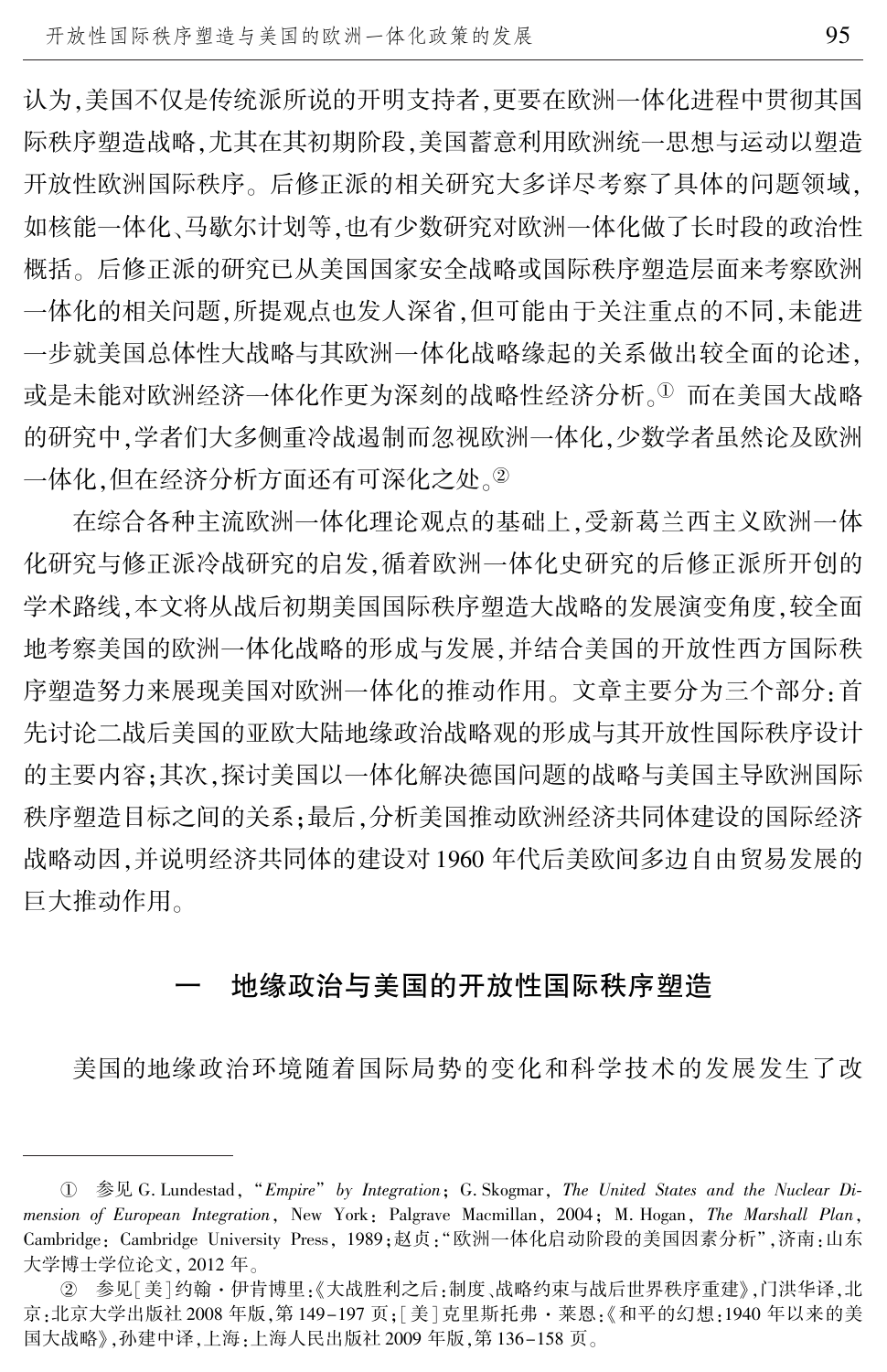认为,美国不仅是传统派所说的开明支持者,更要在欧洲一体化进程中贯彻其国际秩序塑造战略,尤其在其初期阶段,美国蓄意利用欧洲统一思想与运动以塑造开放性欧洲国际秩序。后修正派的相关研究大多详尽考察了具体的问题领域,如核能一体化、马歇尔计划等,也有少数研究对欧洲一体化做了长时段的政治性概括。后修正派的研究已从美国国家安全战略或国际秩序塑造层面来考察欧洲一体化的相关问题,所提观点也发人深省,但可能由于关注重点的不同,未能进一步就美国总体性大战略与其欧洲一体化战略缘起的关系做出较全面的论述,或是未能对欧洲经济一体化作更为深刻的战略性经济分析。① 而在美国大战略的研究中,学者们大多侧重冷战遏制而忽视欧洲一体化,少数学者虽然论及欧洲一体化,但在经济分析方面还有可深化之处。②

在综合各种主流欧洲一体化理论观点的基础上,受新葛兰西主义欧洲一体化研究与修正派冷战研究的启发,循着欧洲一体化史研究的后修正派所开创的学术路线,本文将从战后初期美国国际秩序塑造大战略的发展演变角度,较全面地考察美国的欧洲一体化战略的形成与发展,并结合美国的开放性西方国际秩序塑造努力来展现美国对欧洲一体化的推动作用。文章主要分为三个部分:首先讨论二战后美国的亚欧大陆地缘政治战略观的形成与其开放性国际秩序设计的主要内容;其次,探讨美国以一体化解决德国问题的战略与美国主导欧洲国际秩序塑造目标之间的关系;最后,分析美国推动欧洲经济共同体建设的国际经济战略动因,并说明经济共同体的建设对 1960 年代后美欧间多边自由贸易发展的巨大推动作用。

## 一　地缘政治与美国的开放性国际秩序塑造

美国的地缘政治环境随着国际局势的变化和科学技术的发展发生了改

---

① 参见 G. Lundestad, "*Empire*" *by Integration*; G. Skogmar, *The United States and the Nuclear Dimension of European Integration*, New York: Palgrave Macmillan, 2004; M. Hogan, *The Marshall Plan*, Cambridge: Cambridge University Press, 1989;赵贞:"欧洲一体化启动阶段的美国因素分析",济南:山东大学博士学位论文, 2012 年。

② 参见[美]约翰·伊肯博里:《大战胜利之后:制度、战略约束与战后世界秩序重建》,门洪华译,北京:北京大学出版社 2008 年版,第 149-197 页;[美]克里斯托弗·莱恩:《和平的幻想:1940 年以来的美国大战略》,孙建中译,上海:上海人民出版社 2009 年版,第 136-158 页。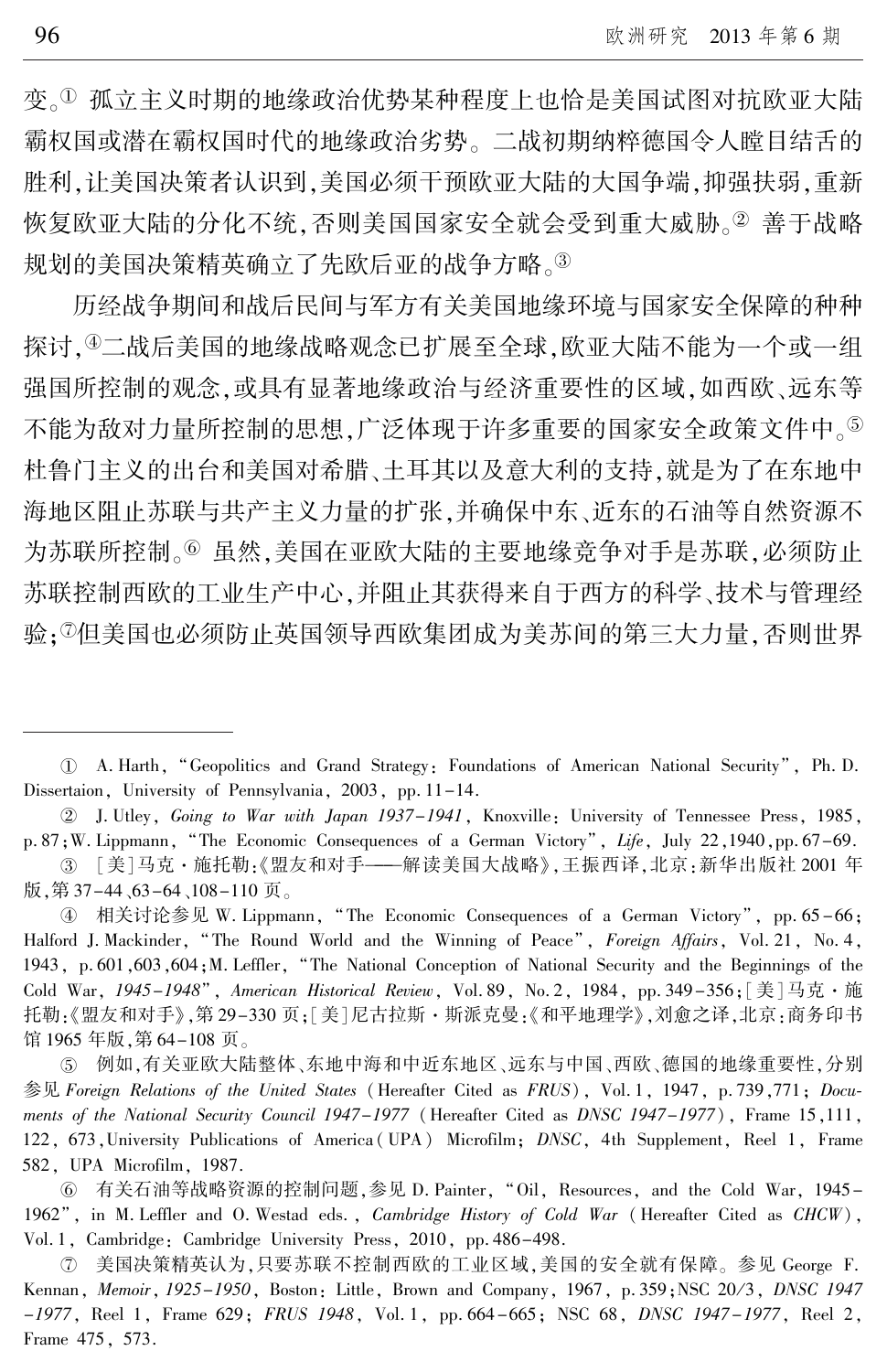变。[①] 孤立主义时期的地缘政治优势某种程度上也恰是美国试图对抗欧亚大陆霸权国或潜在霸权国时代的地缘政治劣势。二战初期纳粹德国令人瞠目结舌的胜利,让美国决策者认识到,美国必须干预欧亚大陆的大国争端,抑强扶弱,重新恢复欧亚大陆的分化不统,否则美国国家安全就会受到重大威胁。[②] 善于战略规划的美国决策精英确立了先欧后亚的战争方略。[③]

历经战争期间和战后民间与军方有关美国地缘环境与国家安全保障的种种探讨,[④]二战后美国的地缘战略观念已扩展至全球,欧亚大陆不能为一个或一组强国所控制的观念,或具有显著地缘政治与经济重要性的区域,如西欧、远东等不能为敌对力量所控制的思想,广泛体现于许多重要的国家安全政策文件中。[⑤] 杜鲁门主义的出台和美国对希腊、土耳其以及意大利的支持,就是为了在东地中海地区阻止苏联与共产主义力量的扩张,并确保中东、近东的石油等自然资源不为苏联所控制。[⑥] 虽然,美国在亚欧大陆的主要地缘竞争对手是苏联,必须防止苏联控制西欧的工业生产中心,并阻止其获得来自于西方的科学、技术与管理经验;[⑦]但美国也必须防止英国领导西欧集团成为美苏间的第三大力量,否则世界

---

① A. Harth, "Geopolitics and Grand Strategy: Foundations of American National Security", Ph. D. Dissertaion, University of Pennsylvania, 2003, pp. 11-14.

② J. Utley, *Going to War with Japan 1937-1941*, Knoxville: University of Tennessee Press, 1985, p. 87; W. Lippmann, "The Economic Consequences of a German Victory", *Life*, July 22,1940, pp. 67-69.

③ [美]马克·施托勒:《盟友和对手——解读美国大战略》,王振西译,北京:新华出版社 2001 年版,第 37-44、63-64、108-110 页。

④ 相关讨论参见 W. Lippmann, "The Economic Consequences of a German Victory", pp. 65-66; Halford J. Mackinder, "The Round World and the Winning of Peace", *Foreign Affairs*, Vol. 21, No. 4, 1943, p. 601,603,604; M. Leffler, "The National Conception of National Security and the Beginnings of the Cold War, *1945-1948*", *American Historical Review*, Vol. 89, No. 2, 1984, pp. 349-356; [美]马克·施托勒:《盟友和对手》,第 29-330 页; [美]尼古拉斯·斯派克曼:《和平地理学》,刘愈之译,北京:商务印书馆 1965 年版,第 64-108 页。

⑤ 例如,有关亚欧大陆整体、东地中海和中近东地区、远东与中国、西欧、德国的地缘重要性,分别参见 *Foreign Relations of the United States* (Hereafter Cited as *FRUS*), Vol. 1, 1947, p. 739,771; *Documents of the National Security Council 1947-1977* (Hereafter Cited as *DNSC 1947-1977*), Frame 15,111, 122, 673, University Publications of America (UPA) Microfilm; *DNSC*, 4th Supplement, Reel 1, Frame 582, UPA Microfilm, 1987.

⑥ 有关石油等战略资源的控制问题,参见 D. Painter, "Oil, Resources, and the Cold War, 1945-1962", in M. Leffler and O. Westad eds., *Cambridge History of Cold War* (Hereafter Cited as *CHCW*), Vol. 1, Cambridge: Cambridge University Press, 2010, pp. 486-498.

⑦ 美国决策精英认为,只要苏联不控制西欧的工业区域,美国的安全就有保障。参见 George F. Kennan, *Memoir, 1925-1950*, Boston: Little, Brown and Company, 1967, p. 359; NSC 20/3, *DNSC 1947-1977*, Reel 1, Frame 629; *FRUS 1948*, Vol. 1, pp. 664-665; NSC 68, *DNSC 1947-1977*, Reel 2, Frame 475, 573.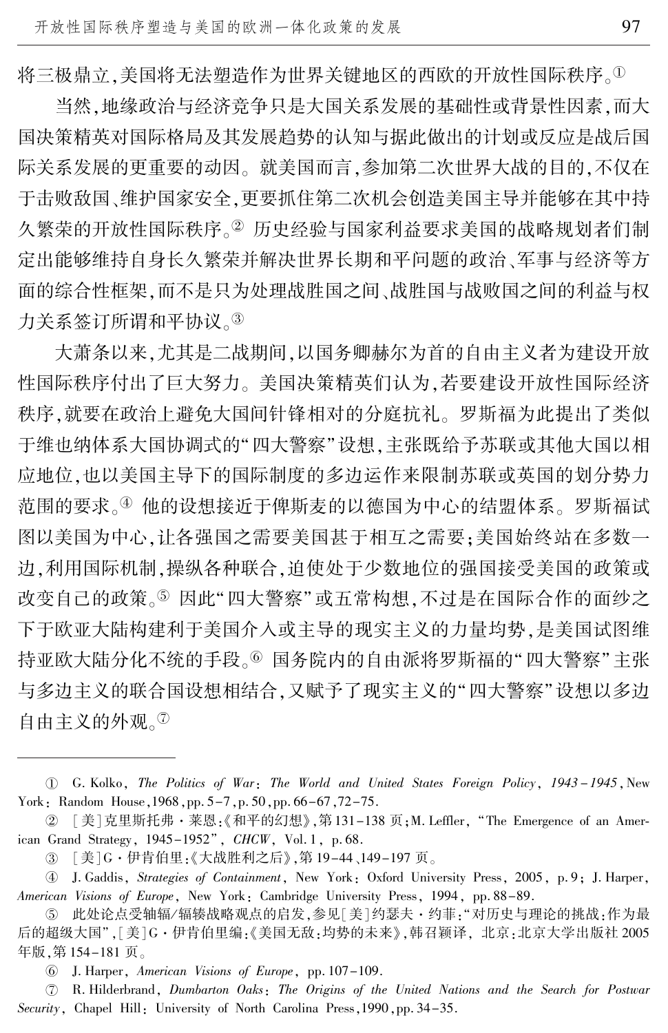将三极鼎立,美国将无法塑造作为世界关键地区的西欧的开放性国际秩序。[①]

当然,地缘政治与经济竞争只是大国关系发展的基础性或背景性因素,而大国决策精英对国际格局及其发展趋势的认知与据此做出的计划或反应是战后国际关系发展的更重要的动因。就美国而言,参加第二次世界大战的目的,不仅在于击败敌国、维护国家安全,更要抓住第二次机会创造美国主导并能够在其中持久繁荣的开放性国际秩序。[②] 历史经验与国家利益要求美国的战略规划者们制定出能够维持自身长久繁荣并解决世界长期和平问题的政治、军事与经济等方面的综合性框架,而不是只为处理战胜国之间、战胜国与战败国之间的利益与权力关系签订所谓和平协议。[③]

大萧条以来,尤其是二战期间,以国务卿赫尔为首的自由主义者为建设开放性国际秩序付出了巨大努力。美国决策精英们认为,若要建设开放性国际经济秩序,就要在政治上避免大国间针锋相对的分庭抗礼。罗斯福为此提出了类似于维也纳体系大国协调式的"四大警察"设想,主张既给予苏联或其他大国以相应地位,也以美国主导下的国际制度的多边运作来限制苏联或英国的划分势力范围的要求。[④] 他的设想接近于俾斯麦的以德国为中心的结盟体系。罗斯福试图以美国为中心,让各强国之需要美国甚于相互之需要;美国始终站在多数一边,利用国际机制,操纵各种联合,迫使处于少数地位的强国接受美国的政策或改变自己的政策。[⑤] 因此"四大警察"或五常构想,不过是在国际合作的面纱之下于欧亚大陆构建利于美国介入或主导的现实主义的力量均势,是美国试图维持亚欧大陆分化不统的手段。[⑥] 国务院内的自由派将罗斯福的"四大警察"主张与多边主义的联合国设想相结合,又赋予了现实主义的"四大警察"设想以多边自由主义的外观。[⑦]

---

① G. Kolko, *The Politics of War: The World and United States Foreign Policy, 1943–1945*, New York: Random House, 1968, pp. 5–7, p. 50, pp. 66–67, 72–75.

② [美]克里斯托弗·莱恩:《和平的幻想》,第131–138页;M. Leffler, "The Emergence of an American Grand Strategy, 1945–1952", *CHCW*, Vol. 1, p. 68.

③ [美]G·伊肯伯里:《大战胜利之后》,第19–44、149–197页。

④ J. Gaddis, *Strategies of Containment*, New York: Oxford University Press, 2005, p. 9; J. Harper, *American Visions of Europe*, New York: Cambridge University Press, 1994, pp. 88–89.

⑤ 此处论点受轴辐/辐辏战略观点的启发,参见[美]约瑟夫·约菲:"对历史与理论的挑战:作为最后的超级大国",[美]G·伊肯伯里编:《美国无敌:均势的未来》,韩召颖译,北京:北京大学出版社2005年版,第154–181页。

⑥ J. Harper, *American Visions of Europe*, pp. 107–109.

⑦ R. Hilderbrand, *Dumbarton Oaks: The Origins of the United Nations and the Search for Postwar Security*, Chapel Hill: University of North Carolina Press, 1990, pp. 34–35.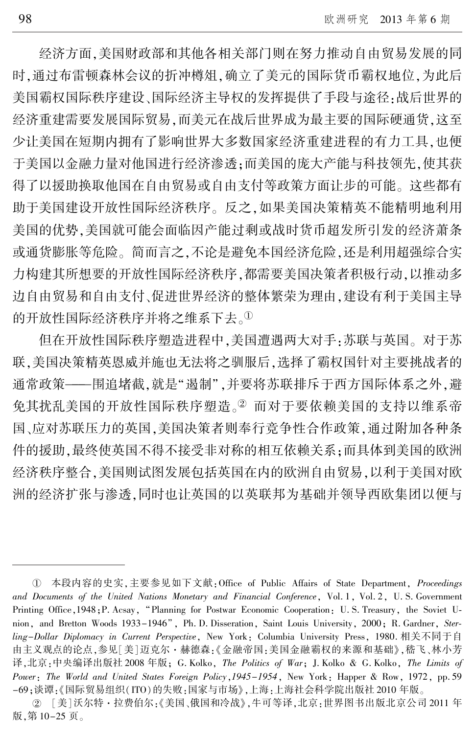经济方面，美国财政部和其他各相关部门则在努力推动自由贸易发展的同时，通过布雷顿森林会议的折冲樽俎，确立了美元的国际货币霸权地位，为此后美国霸权国际秩序建设、国际经济主导权的发挥提供了手段与途径：战后世界的经济重建需要发展国际贸易，而美元在战后世界成为最主要的国际硬通货，这至少让美国在短期内拥有了影响世界大多数国家经济重建进程的有力工具，也便于美国以金融力量对他国进行经济渗透；而美国的庞大产能与科技领先，使其获得了以援助换取他国在自由贸易或自由支付等政策方面让步的可能。这些都有助于美国建设开放性国际经济秩序。反之，如果美国决策精英不能精明地利用美国的优势，美国就可能会面临因产能过剩或战时货币超发所引发的经济萧条或通货膨胀等危险。简而言之，不论是避免本国经济危险，还是利用超强综合实力构建其所想要的开放性国际经济秩序，都需要美国决策者积极行动，以推动多边自由贸易和自由支付、促进世界经济的整体繁荣为理由，建设有利于美国主导的开放性国际经济秩序并将之维系下去。①

但在开放性国际秩序塑造进程中，美国遭遇两大对手：苏联与英国。对于苏联，美国决策精英恩威并施也无法将之驯服后，选择了霸权国针对主要挑战者的通常政策——围追堵截，就是“遏制”，并要将苏联排斥于西方国际体系之外，避免其扰乱美国的开放性国际秩序塑造。② 而对于要依赖美国的支持以维系帝国、应对苏联压力的英国，美国决策者则奉行竞争性合作政策，通过附加各种条件的援助，最终使英国不得不接受非对称的相互依赖关系；而具体到美国的欧洲经济秩序整合，美国则试图发展包括英国在内的欧洲自由贸易，以利于美国对欧洲的经济扩张与渗透，同时也让英国的以英联邦为基础并领导西欧集团以便与

---

① 本段内容的史实，主要参见如下文献：Office of Public Affairs of State Department, *Proceedings and Documents of the United Nations Monetary and Financial Conference*, Vol. 1, Vol. 2, U. S. Government Printing Office, 1948；P. Acsay, “Planning for Postwar Economic Cooperation: U. S. Treasury, the Soviet Union, and Bretton Woods 1933–1946”, Ph. D. Disseration, Saint Louis University, 2000；R. Gardner, *Sterling-Dollar Diplomacy in Current Perspective*, New York: Columbia University Press, 1980. 相关不同于自由主义观点的论点，参见［美］迈克尔·赫德森：《金融帝国：美国金融霸权的来源和基础》，嵇飞、林小芳译，北京：中央编译出版社 2008 年版；G. Kolko, *The Politics of War*；J. Kolko & G. Kolko, *The Limits of Power: The World and United States Foreign Policy, 1945–1954*, New York: Happer & Row, 1972, pp. 59–69；谈谭：《国际贸易组织(ITO)的失败：国家与市场》，上海：上海社会科学院出版社 2010 年版。

② ［美］沃尔特·拉费伯尔：《美国、俄国和冷战》，牛可等译，北京：世界图书出版北京公司 2011 年版，第 10–25 页。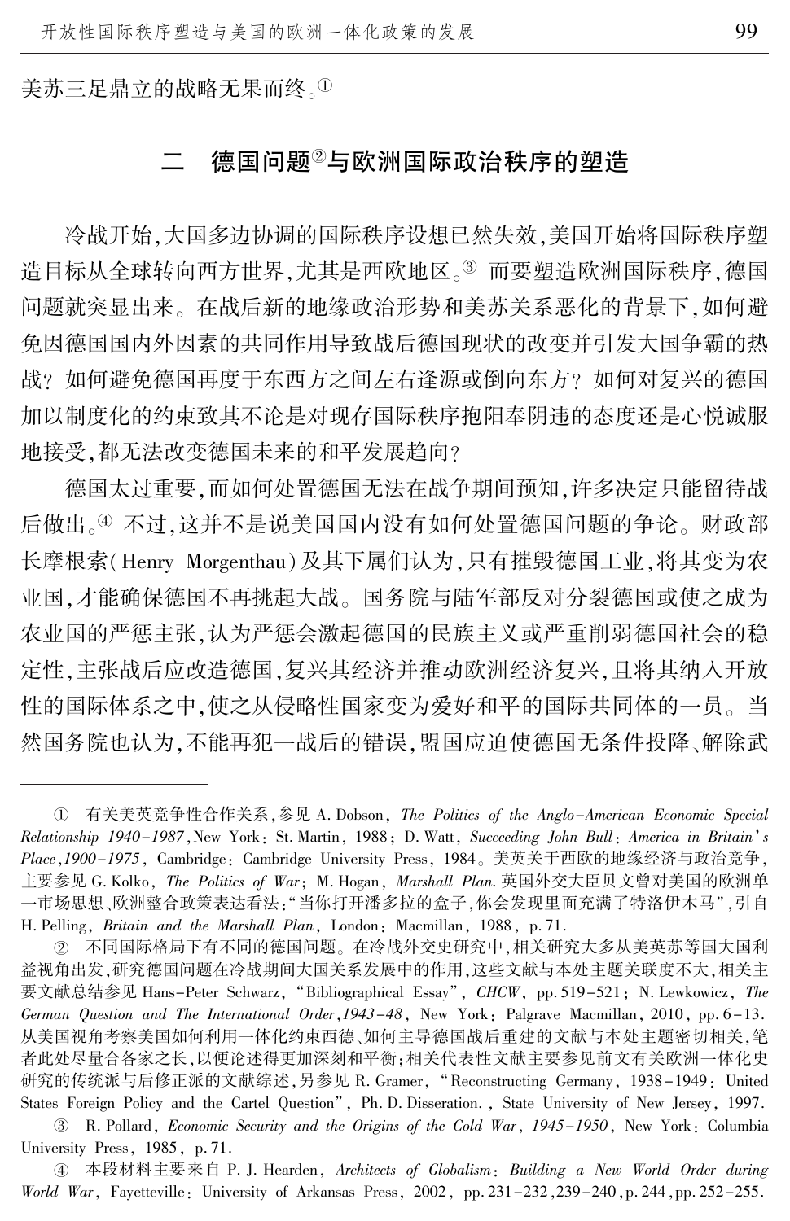美苏三足鼎立的战略无果而终。[①]

## 二　德国问题[②]与欧洲国际政治秩序的塑造

冷战开始,大国多边协调的国际秩序设想已然失效,美国开始将国际秩序塑造目标从全球转向西方世界,尤其是西欧地区。[③] 而要塑造欧洲国际秩序,德国问题就突显出来。在战后新的地缘政治形势和美苏关系恶化的背景下,如何避免因德国国内外因素的共同作用导致战后德国现状的改变并引发大国争霸的热战?如何避免德国再度于东西方之间左右逢源或倒向东方?如何对复兴的德国加以制度化的约束致其不论是对现存国际秩序抱阳奉阴违的态度还是心悦诚服地接受,都无法改变德国未来的和平发展趋向?

德国太过重要,而如何处置德国无法在战争期间预知,许多决定只能留待战后做出。[④] 不过,这并不是说美国国内没有如何处置德国问题的争论。财政部长摩根索(Henry Morgenthau)及其下属们认为,只有摧毁德国工业,将其变为农业国,才能确保德国不再挑起大战。国务院与陆军部反对分裂德国或使之成为农业国的严惩主张,认为严惩会激起德国的民族主义或严重削弱德国社会的稳定性,主张战后应改造德国,复兴其经济并推动欧洲经济复兴,且将其纳入开放性的国际体系之中,使之从侵略性国家变为爱好和平的国际共同体的一员。当然国务院也认为,不能再犯一战后的错误,盟国应迫使德国无条件投降、解除武

---

① 有关美英竞争性合作关系,参见 A. Dobson, *The Politics of the Anglo-American Economic Special Relationship 1940-1987*, New York: St. Martin, 1988; D. Watt, *Succeeding John Bull: America in Britain's Place, 1900-1975*, Cambridge: Cambridge University Press, 1984。美英关于西欧的地缘经济与政治竞争,主要参见 G. Kolko, *The Politics of War*; M. Hogan, *Marshall Plan*. 英国外交大臣贝文曾对美国的欧洲单一市场思想、欧洲整合政策表达看法:"当你打开潘多拉的盒子,你会发现里面充满了特洛伊木马",引自 H. Pelling, *Britain and the Marshall Plan*, London: Macmillan, 1988, p.71.

② 不同国际格局下有不同的德国问题。在冷战外交史研究中,相关研究大多从美英苏等国大国利益视角出发,研究德国问题在冷战期间大国关系发展中的作用,这些文献与本处主题关联度不大,相关主要文献总结参见 Hans-Peter Schwarz, "Bibliographical Essay", *CHCW*, pp. 519-521; N. Lewkowicz, *The German Question and The International Order, 1943-48*, New York: Palgrave Macmillan, 2010, pp. 6-13. 从美国视角考察美国如何利用一体化约束西德、如何主导德国战后重建的文献与本处主题密切相关,笔者此处尽量合各家之长,以便论述得更加深刻和平衡;相关代表性文献主要参见前文有关欧洲一体化史研究的传统派与后修正派的文献综述,另参见 R. Gramer, "Reconstructing Germany, 1938-1949: United States Foreign Policy and the Cartel Question", Ph. D. Disseration., State University of New Jersey, 1997.

③ R. Pollard, *Economic Security and the Origins of the Cold War, 1945-1950*, New York: Columbia University Press, 1985, p.71.

④ 本段材料主要来自 P. J. Hearden, *Architects of Globalism: Building a New World Order during World War*, Fayetteville: University of Arkansas Press, 2002, pp. 231-232, 239-240, p. 244, pp. 252-255.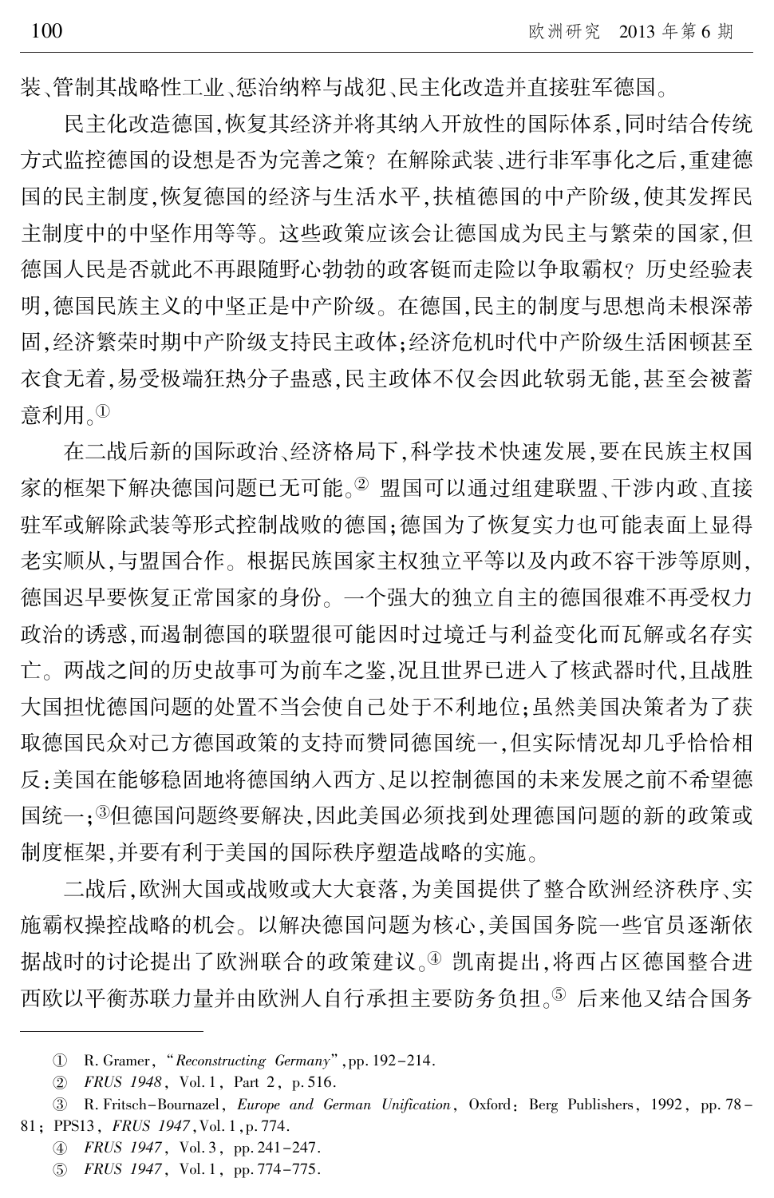装、管制其战略性工业、惩治纳粹与战犯、民主化改造并直接驻军德国。

民主化改造德国,恢复其经济并将其纳入开放性的国际体系,同时结合传统方式监控德国的设想是否为完善之策?在解除武装、进行非军事化之后,重建德国的民主制度,恢复德国的经济与生活水平,扶植德国的中产阶级,使其发挥民主制度中的中坚作用等等。这些政策应该会让德国成为民主与繁荣的国家,但德国人民是否就此不再跟随野心勃勃的政客铤而走险以争取霸权?历史经验表明,德国民族主义的中坚正是中产阶级。在德国,民主的制度与思想尚未根深蒂固,经济繁荣时期中产阶级支持民主政体;经济危机时代中产阶级生活困顿甚至衣食无着,易受极端狂热分子蛊惑,民主政体不仅会因此软弱无能,甚至会被蓄意利用。[①]

在二战后新的国际政治、经济格局下,科学技术快速发展,要在民族主权国家的框架下解决德国问题已无可能。[②] 盟国可以通过组建联盟、干涉内政、直接驻军或解除武装等形式控制战败的德国;德国为了恢复实力也可能表面上显得老实顺从,与盟国合作。根据民族国家主权独立平等以及内政不容干涉等原则,德国迟早要恢复正常国家的身份。一个强大的独立自主的德国很难不再受权力政治的诱惑,而遏制德国的联盟很可能因时过境迁与利益变化而瓦解或名存实亡。两战之间的历史故事可为前车之鉴,况且世界已进入了核武器时代,且战胜大国担忧德国问题的处置不当会使自己处于不利地位;虽然美国决策者为了获取德国民众对己方德国政策的支持而赞同德国统一,但实际情况却几乎恰恰相反:美国在能够稳固地将德国纳入西方、足以控制德国的未来发展之前不希望德国统一;[③]但德国问题终要解决,因此美国必须找到处理德国问题的新的政策或制度框架,并要有利于美国的国际秩序塑造战略的实施。

二战后,欧洲大国或战败或大大衰落,为美国提供了整合欧洲经济秩序、实施霸权操控战略的机会。以解决德国问题为核心,美国国务院一些官员逐渐依据战时的讨论提出了欧洲联合的政策建议。[④] 凯南提出,将西占区德国整合进西欧以平衡苏联力量并由欧洲人自行承担主要防务负担。[⑤] 后来他又结合国务

---

① R. Gramer, "*Reconstructing Germany*", pp. 192-214.

② *FRUS 1948*, Vol. 1, Part 2, p. 516.

③ R. Fritsch-Bournazel, *Europe and German Unification*, Oxford: Berg Publishers, 1992, pp. 78-81; PPS13, *FRUS 1947*, Vol. 1, p. 774.

④ *FRUS 1947*, Vol. 3, pp. 241-247.

⑤ *FRUS 1947*, Vol. 1, pp. 774-775.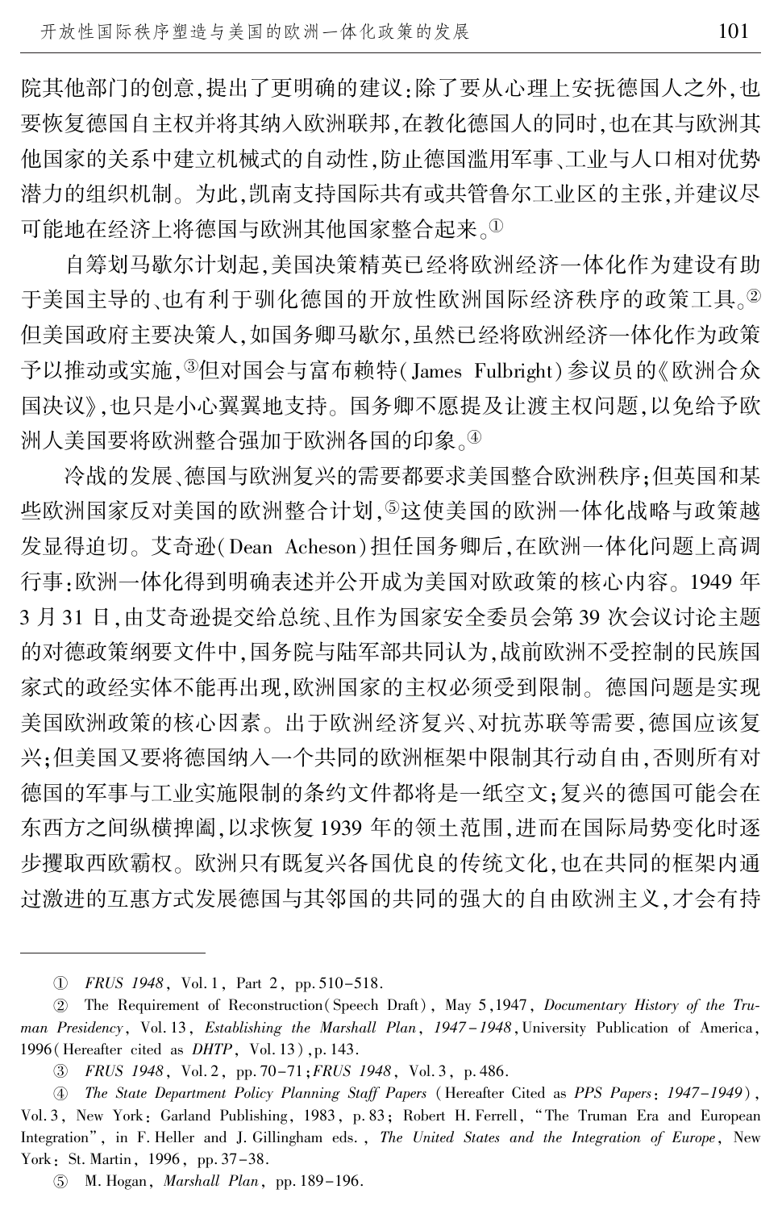院其他部门的创意,提出了更明确的建议:除了要从心理上安抚德国人之外,也要恢复德国自主权并将其纳入欧洲联邦,在教化德国人的同时,也在其与欧洲其他国家的关系中建立机械式的自动性,防止德国滥用军事、工业与人口相对优势潜力的组织机制。为此,凯南支持国际共有或共管鲁尔工业区的主张,并建议尽可能地在经济上将德国与欧洲其他国家整合起来。[①]

自筹划马歇尔计划起,美国决策精英已经将欧洲经济一体化作为建设有助于美国主导的、也有利于驯化德国的开放性欧洲国际经济秩序的政策工具。[②]但美国政府主要决策人,如国务卿马歇尔,虽然已经将欧洲经济一体化作为政策予以推动或实施,[③]但对国会与富布赖特(James Fulbright)参议员的《欧洲合众国决议》,也只是小心翼翼地支持。国务卿不愿提及让渡主权问题,以免给予欧洲人美国要将欧洲整合强加于欧洲各国的印象。[④]

冷战的发展、德国与欧洲复兴的需要都要求美国整合欧洲秩序;但英国和某些欧洲国家反对美国的欧洲整合计划,[⑤]这使美国的欧洲一体化战略与政策越发显得迫切。艾奇逊(Dean Acheson)担任国务卿后,在欧洲一体化问题上高调行事:欧洲一体化得到明确表述并公开成为美国对欧政策的核心内容。1949 年 3 月 31 日,由艾奇逊提交给总统、且作为国家安全委员会第 39 次会议讨论主题的对德政策纲要文件中,国务院与陆军部共同认为,战前欧洲不受控制的民族国家式的政经实体不能再出现,欧洲国家的主权必须受到限制。德国问题是实现美国欧洲政策的核心因素。出于欧洲经济复兴、对抗苏联等需要,德国应该复兴;但美国又要将德国纳入一个共同的欧洲框架中限制其行动自由,否则所有对德国的军事与工业实施限制的条约文件都将是一纸空文;复兴的德国可能会在东西方之间纵横捭阖,以求恢复 1939 年的领土范围,进而在国际局势变化时逐步攫取西欧霸权。欧洲只有既复兴各国优良的传统文化,也在共同的框架内通过激进的互惠方式发展德国与其邻国的共同的强大的自由欧洲主义,才会有持

---

① *FRUS 1948*, Vol. 1, Part 2, pp. 510-518.

② The Requirement of Reconstruction(Speech Draft), May 5, 1947, *Documentary History of the Truman Presidency*, Vol. 13, *Establishing the Marshall Plan, 1947-1948*, University Publication of America, 1996(Hereafter cited as *DHTP*, Vol. 13), p. 143.

③ *FRUS 1948*, Vol. 2, pp. 70-71; *FRUS 1948*, Vol. 3, p. 486.

④ *The State Department Policy Planning Staff Papers* (Hereafter Cited as *PPS Papers: 1947-1949*), Vol. 3, New York: Garland Publishing, 1983, p. 83; Robert H. Ferrell, "The Truman Era and European Integration", in F. Heller and J. Gillingham eds., *The United States and the Integration of Europe*, New York: St. Martin, 1996, pp. 37-38.

⑤ M. Hogan, *Marshall Plan*, pp. 189-196.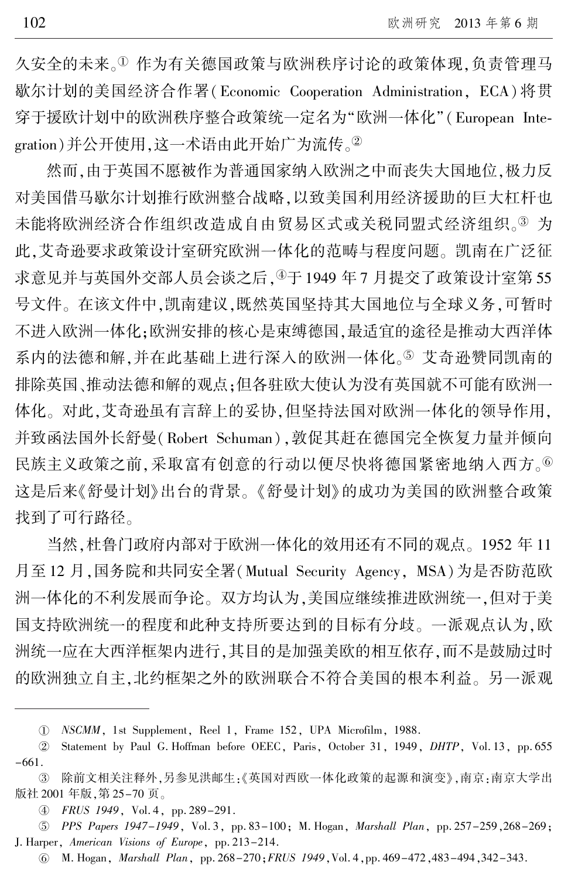久安全的未来。[①] 作为有关德国政策与欧洲秩序讨论的政策体现,负责管理马歇尔计划的美国经济合作署(Economic Cooperation Administration, ECA)将贯穿于援欧计划中的欧洲秩序整合政策统一定名为"欧洲一体化"(European Integration)并公开使用,这一术语由此开始广为流传。[②]

然而,由于英国不愿被作为普通国家纳入欧洲之中而丧失大国地位,极力反对美国借马歇尔计划推行欧洲整合战略,以致美国利用经济援助的巨大杠杆也未能将欧洲经济合作组织改造成自由贸易区式或关税同盟式经济组织。[③] 为此,艾奇逊要求政策设计室研究欧洲一体化的范畴与程度问题。凯南在广泛征求意见并与英国外交部人员会谈之后,[④]于 1949 年 7 月提交了政策设计室第 55 号文件。在该文件中,凯南建议,既然英国坚持其大国地位与全球义务,可暂时不进入欧洲一体化;欧洲安排的核心是束缚德国,最适宜的途径是推动大西洋体系内的法德和解,并在此基础上进行深入的欧洲一体化。[⑤] 艾奇逊赞同凯南的排除英国、推动法德和解的观点;但各驻欧大使认为没有英国就不可能有欧洲一体化。对此,艾奇逊虽有言辞上的妥协,但坚持法国对欧洲一体化的领导作用,并致函法国外长舒曼(Robert Schuman),敦促其赶在德国完全恢复力量并倾向民族主义政策之前,采取富有创意的行动以便尽快将德国紧密地纳入西方。[⑥] 这是后来《舒曼计划》出台的背景。《舒曼计划》的成功为美国的欧洲整合政策找到了可行路径。

当然,杜鲁门政府内部对于欧洲一体化的效用还有不同的观点。1952 年 11 月至 12 月,国务院和共同安全署(Mutual Security Agency, MSA)为是否防范欧洲一体化的不利发展而争论。双方均认为,美国应继续推进欧洲统一,但对于美国支持欧洲统一的程度和此种支持所要达到的目标有分歧。一派观点认为,欧洲统一应在大西洋框架内进行,其目的是加强美欧的相互依存,而不是鼓励过时的欧洲独立自主,北约框架之外的欧洲联合不符合美国的根本利益。另一派观

---

① *NSCMM*, 1st Supplement, Reel 1, Frame 152, UPA Microfilm, 1988.

② Statement by Paul G. Hoffman before OEEC, Paris, October 31, 1949, *DHTP*, Vol. 13, pp. 655–661.

③ 除前文相关注释外,另参见洪邮生:《英国对西欧一体化政策的起源和演变》,南京:南京大学出版社 2001 年版,第 25–70 页。

④ *FRUS 1949*, Vol. 4, pp. 289–291.

⑤ *PPS Papers 1947–1949*, Vol. 3, pp. 83–100; M. Hogan, *Marshall Plan*, pp. 257–259, 268–269; J. Harper, *American Visions of Europe*, pp. 213–214.

⑥ M. Hogan, *Marshall Plan*, pp. 268–270; *FRUS 1949*, Vol. 4, pp. 469–472, 483–494, 342–343.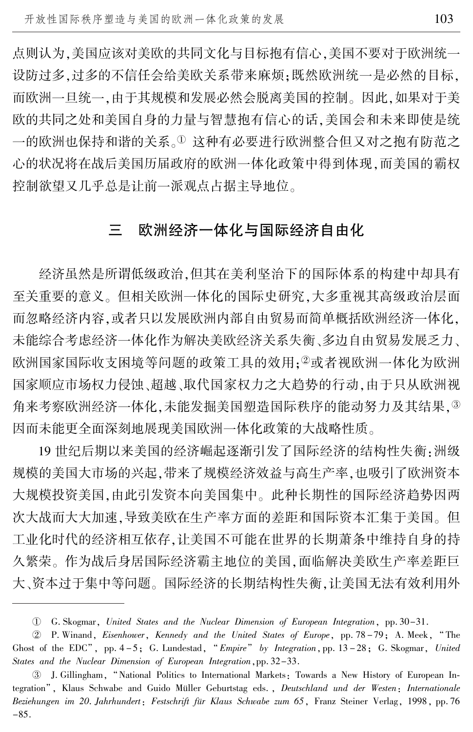点则认为,美国应该对美欧的共同文化与目标抱有信心,美国不要对于欧洲统一设防过多,过多的不信任会给美欧关系带来麻烦;既然欧洲统一是必然的目标,而欧洲一旦统一,由于其规模和发展必然会脱离美国的控制。因此,如果对于美欧的共同之处和美国自身的力量与智慧抱有信心的话,美国会和未来即使是统一的欧洲也保持和谐的关系。[①] 这种有必要进行欧洲整合但又对之抱有防范之心的状况将在战后美国历届政府的欧洲一体化政策中得到体现,而美国的霸权控制欲望又几乎总是让前一派观点占据主导地位。

## 三 欧洲经济一体化与国际经济自由化

经济虽然是所谓低级政治,但其在美利坚治下的国际体系的构建中却具有至关重要的意义。但相关欧洲一体化的国际史研究,大多重视其高级政治层面而忽略经济内容,或者只以发展欧洲内部自由贸易而简单概括欧洲经济一体化,未能综合考虑经济一体化作为解决美欧经济关系失衡、多边自由贸易发展乏力、欧洲国家国际收支困境等问题的政策工具的效用;[②]或者视欧洲一体化为欧洲国家顺应市场权力侵蚀、超越、取代国家权力之大趋势的行动,由于只从欧洲视角来考察欧洲经济一体化,未能发掘美国塑造国际秩序的能动努力及其结果,[③]因而未能更全面深刻地展现美国欧洲一体化政策的大战略性质。

19 世纪后期以来美国的经济崛起逐渐引发了国际经济的结构性失衡:洲级规模的美国大市场的兴起,带来了规模经济效益与高生产率,也吸引了欧洲资本大规模投资美国,由此引发资本向美国集中。此种长期性的国际经济趋势因两次大战而大大加速,导致美欧在生产率方面的差距和国际资本汇集于美国。但工业化时代的经济相互依存,让美国不可能在世界的长期萧条中维持自身的持久繁荣。作为战后身居国际经济霸主地位的美国,面临解决美欧生产率差距巨大、资本过于集中等问题。国际经济的长期结构性失衡,让美国无法有效利用外

---

① G. Skogmar, *United States and the Nuclear Dimension of European Integration*, pp. 30–31.

② P. Winand, *Eisenhower, Kennedy and the United States of Europe*, pp. 78–79; A. Meek, "The Ghost of the EDC", pp. 4–5; G. Lundestad, "*Empire*" *by Integration*, pp. 13–28; G. Skogmar, *United States and the Nuclear Dimension of European Integration*, pp. 32–33.

③ J. Gillingham, "National Politics to International Markets: Towards a New History of European Integration", Klaus Schwabe and Guido Müller Geburtstag eds., *Deutschland und der Westen: Internationale Beziehungen im 20. Jahrhundert: Festschrift für Klaus Schwabe zum 65*, Franz Steiner Verlag, 1998, pp. 76–85.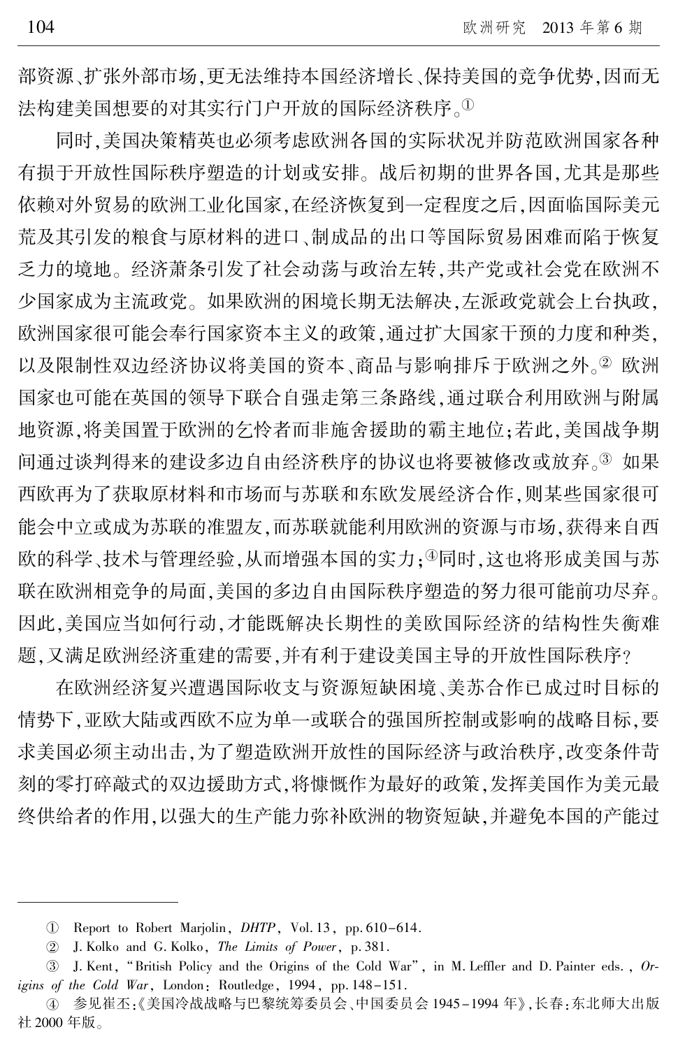部资源、扩张外部市场，更无法维持本国经济增长、保持美国的竞争优势，因而无法构建美国想要的对其实行门户开放的国际经济秩序。①

同时，美国决策精英也必须考虑欧洲各国的实际状况并防范欧洲国家各种有损于开放性国际秩序塑造的计划或安排。战后初期的世界各国，尤其是那些依赖对外贸易的欧洲工业化国家，在经济恢复到一定程度之后，因面临国际美元荒及其引发的粮食与原材料的进口、制成品的出口等国际贸易困难而陷于恢复乏力的境地。经济萧条引发了社会动荡与政治左转，共产党或社会党在欧洲不少国家成为主流政党。如果欧洲的困境长期无法解决，左派政党就会上台执政，欧洲国家很可能会奉行国家资本主义的政策，通过扩大国家干预的力度和种类，以及限制性双边经济协议将美国的资本、商品与影响排斥于欧洲之外。② 欧洲国家也可能在英国的领导下联合自强走第三条路线，通过联合利用欧洲与附属地资源，将美国置于欧洲的乞怜者而非施舍援助的霸主地位；若此，美国战争期间通过谈判得来的建设多边自由经济秩序的协议也将要被修改或放弃。③ 如果西欧再为了获取原材料和市场而与苏联和东欧发展经济合作，则某些国家很可能会中立或成为苏联的准盟友，而苏联就能利用欧洲的资源与市场，获得来自西欧的科学、技术与管理经验，从而增强本国的实力；④同时，这也将形成美国与苏联在欧洲相竞争的局面，美国的多边自由国际秩序塑造的努力很可能前功尽弃。因此，美国应当如何行动，才能既解决长期性的美欧国际经济的结构性失衡难题，又满足欧洲经济重建的需要，并有利于建设美国主导的开放性国际秩序？

在欧洲经济复兴遭遇国际收支与资源短缺困境、美苏合作已成过时目标的情势下，亚欧大陆或西欧不应为单一或联合的强国所控制或影响的战略目标，要求美国必须主动出击，为了塑造欧洲开放性的国际经济与政治秩序，改变条件苛刻的零打碎敲式的双边援助方式，将慷慨作为最好的政策，发挥美国作为美元最终供给者的作用，以强大的生产能力弥补欧洲的物资短缺，并避免本国的产能过

---

① Report to Robert Marjolin, *DHTP*, Vol. 13, pp. 610–614.

② J. Kolko and G. Kolko, *The Limits of Power*, p. 381.

③ J. Kent, "British Policy and the Origins of the Cold War", in M. Leffler and D. Painter eds., *Origins of the Cold War*, London: Routledge, 1994, pp. 148–151.

④ 参见崔丕：《美国冷战战略与巴黎统筹委员会、中国委员会 1945–1994 年》，长春：东北师大出版社 2000 年版。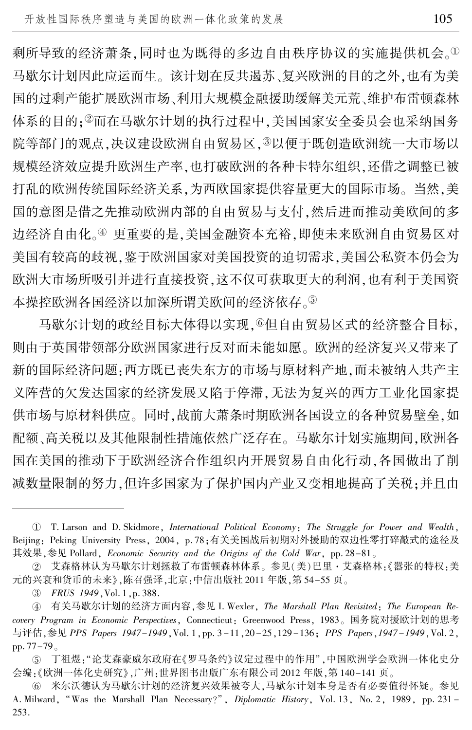剩所导致的经济萧条,同时也为既得的多边自由秩序协议的实施提供机会。[①]马歇尔计划因此应运而生。该计划在反共遏苏、复兴欧洲的目的之外,也有为美国的过剩产能扩展欧洲市场、利用大规模金融援助缓解美元荒、维护布雷顿森林体系的目的;[②]而在马歇尔计划的执行过程中,美国国家安全委员会也采纳国务院等部门的观点,决议建设欧洲自由贸易区,[③]以便于既创造欧洲统一大市场以规模经济效应提升欧洲生产率,也打破欧洲的各种卡特尔组织,还借之调整已被打乱的欧洲传统国际经济关系,为西欧国家提供容量更大的国际市场。当然,美国的意图是借之先推动欧洲内部的自由贸易与支付,然后进而推动美欧间的多边经济自由化。[④] 更重要的是,美国金融资本充裕,即使未来欧洲自由贸易区对美国有较高的歧视,鉴于欧洲国家对美国投资的迫切需求,美国公私资本仍会为欧洲大市场所吸引并进行直接投资,这不仅可获取更大的利润,也有利于美国资本操控欧洲各国经济以加深所谓美欧间的经济依存。[⑤]

马歇尔计划的政经目标大体得以实现,[⑥]但自由贸易区式的经济整合目标,则由于英国带领部分欧洲国家进行反对而未能如愿。欧洲的经济复兴又带来了新的国际经济问题:西方既已丧失东方的市场与原材料产地,而未被纳入共产主义阵营的欠发达国家的经济发展又陷于停滞,无法为复兴的西方工业化国家提供市场与原材料供应。同时,战前大萧条时期欧洲各国设立的各种贸易壁垒,如配额、高关税以及其他限制性措施依然广泛存在。马歇尔计划实施期间,欧洲各国在美国的推动下于欧洲经济合作组织内开展贸易自由化行动,各国做出了削减数量限制的努力,但许多国家为了保护国内产业又变相地提高了关税;并且由

---

① T. Larson and D. Skidmore, *International Political Economy: The Struggle for Power and Wealth*, Beijing: Peking University Press, 2004, p. 78;有关美国战后初期对外援助的双边性零打碎敲式的途径及其效果,参见 Pollard, *Economic Security and the Origins of the Cold War*, pp. 28–81。

② 艾森格林认为马歇尔计划拯救了布雷顿森林体系。参见(美)巴里·艾森格林:《嚣张的特权:美元的兴衰和货币的未来》,陈召强译,北京:中信出版社 2011 年版,第 54–55 页。

③ *FRUS 1949*, Vol. 1, p. 388.

④ 有关马歇尔计划的经济方面内容,参见 I. Wexler, *The Marshall Plan Revisited: The European Recovery Program in Economic Perspectives*, Connecticut: Greenwood Press, 1983。国务院对援欧计划的思考与评估,参见 *PPS Papers 1947–1949*, Vol. 1, pp. 3–11, 20–25, 129–136; *PPS Papers, 1947–1949*, Vol. 2, pp. 77–79。

⑤ 丁祖煜:"论艾森豪威尔政府在《罗马条约》议定过程中的作用",中国欧洲学会欧洲一体化史分会编:《欧洲一体化史研究》,广州:世界图书出版广东有限公司 2012 年版,第 140–141 页。

⑥ 米尔沃德认为马歇尔计划的经济复兴效果被夸大,马歇尔计划本身是否有必要值得怀疑。参见 A. Milward, "Was the Marshall Plan Necessary?", *Diplomatic History*, Vol. 13, No. 2, 1989, pp. 231–253.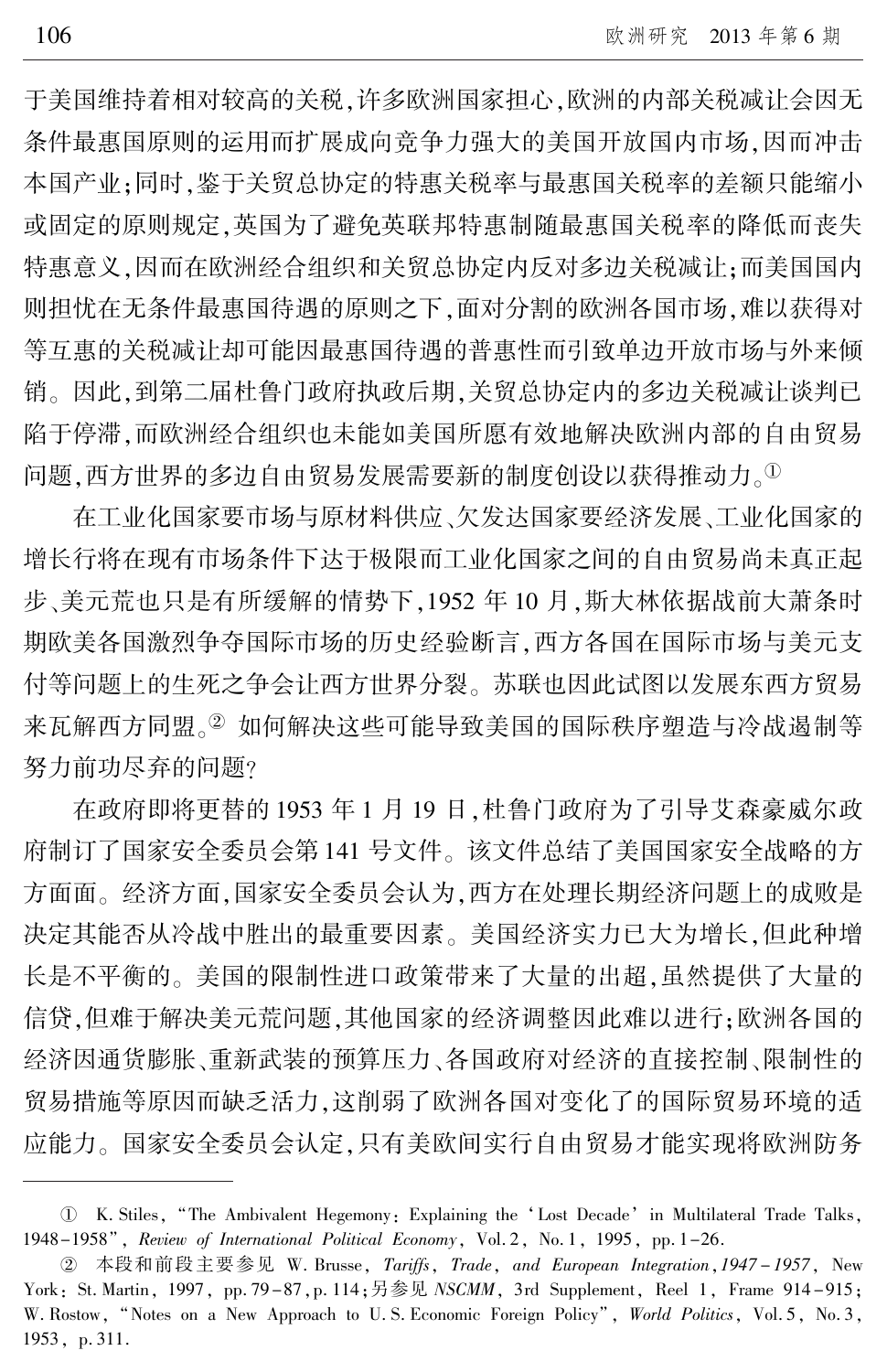于美国维持着相对较高的关税,许多欧洲国家担心,欧洲的内部关税减让会因无条件最惠国原则的运用而扩展成向竞争力强大的美国开放国内市场,因而冲击本国产业;同时,鉴于关贸总协定的特惠关税率与最惠国关税率的差额只能缩小或固定的原则规定,英国为了避免英联邦特惠制随最惠国关税率的降低而丧失特惠意义,因而在欧洲经合组织和关贸总协定内反对多边关税减让;而美国国内则担忧在无条件最惠国待遇的原则之下,面对分割的欧洲各国市场,难以获得对等互惠的关税减让却可能因最惠国待遇的普惠性而引致单边开放市场与外来倾销。因此,到第二届杜鲁门政府执政后期,关贸总协定内的多边关税减让谈判已陷于停滞,而欧洲经合组织也未能如美国所愿有效地解决欧洲内部的自由贸易问题,西方世界的多边自由贸易发展需要新的制度创设以获得推动力。[①]

在工业化国家要市场与原材料供应、欠发达国家要经济发展、工业化国家的增长行将在现有市场条件下达于极限而工业化国家之间的自由贸易尚未真正起步、美元荒也只是有所缓解的情势下,1952 年 10 月,斯大林依据战前大萧条时期欧美各国激烈争夺国际市场的历史经验断言,西方各国在国际市场与美元支付等问题上的生死之争会让西方世界分裂。苏联也因此试图以发展东西方贸易来瓦解西方同盟。[②] 如何解决这些可能导致美国的国际秩序塑造与冷战遏制等努力前功尽弃的问题?

在政府即将更替的 1953 年 1 月 19 日,杜鲁门政府为了引导艾森豪威尔政府制订了国家安全委员会第 141 号文件。该文件总结了美国国家安全战略的方方面面。经济方面,国家安全委员会认为,西方在处理长期经济问题上的成败是决定其能否从冷战中胜出的最重要因素。美国经济实力已大为增长,但此种增长是不平衡的。美国的限制性进口政策带来了大量的出超,虽然提供了大量的信贷,但难于解决美元荒问题,其他国家的经济调整因此难以进行;欧洲各国的经济因通货膨胀、重新武装的预算压力、各国政府对经济的直接控制、限制性的贸易措施等原因而缺乏活力,这削弱了欧洲各国对变化了的国际贸易环境的适应能力。国家安全委员会认定,只有美欧间实行自由贸易才能实现将欧洲防务

---

① K. Stiles, "The Ambivalent Hegemony: Explaining the 'Lost Decade' in Multilateral Trade Talks, 1948-1958", *Review of International Political Economy*, Vol.2, No.1, 1995, pp.1-26.

② 本段和前段主要参见 W. Brusse, *Tariffs, Trade, and European Integration, 1947-1957*, New York: St. Martin, 1997, pp.79-87, p.114;另参见 *NSCMM*, 3rd Supplement, Reel 1, Frame 914-915; W. Rostow, "Notes on a New Approach to U.S. Economic Foreign Policy", *World Politics*, Vol.5, No.3, 1953, p.311.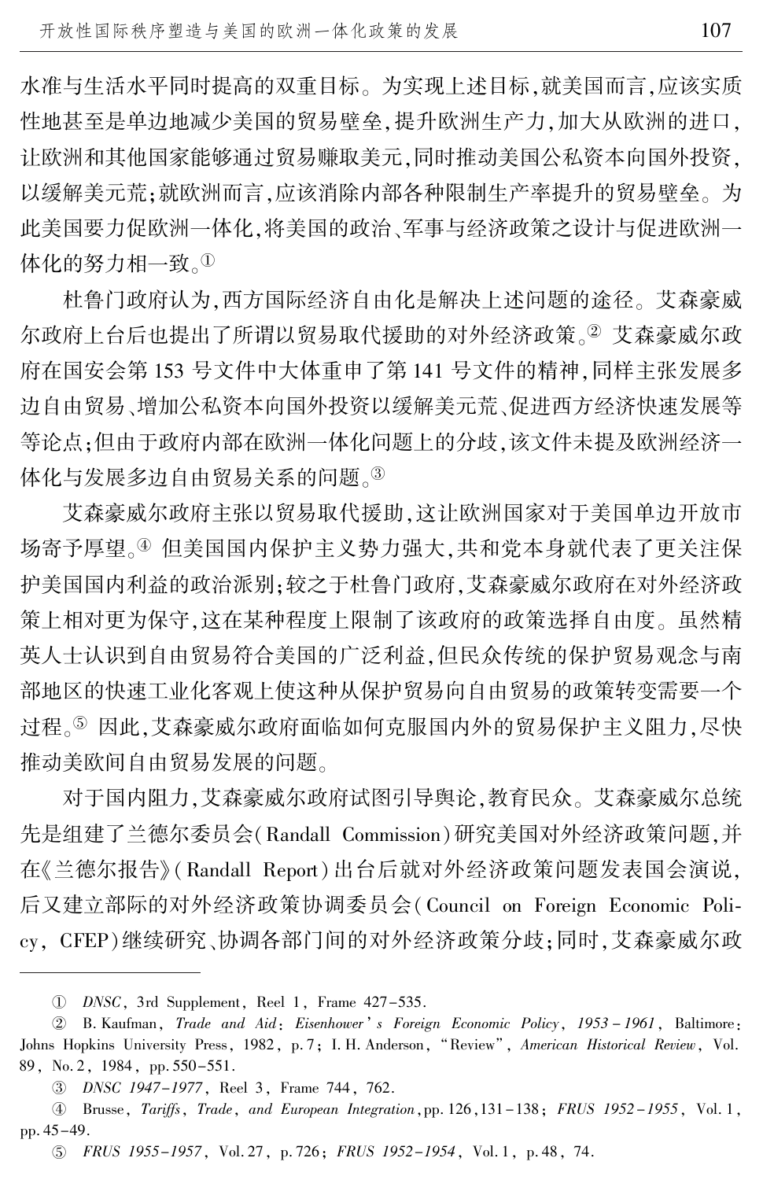水准与生活水平同时提高的双重目标。为实现上述目标,就美国而言,应该实质性地甚至是单边地减少美国的贸易壁垒,提升欧洲生产力,加大从欧洲的进口,让欧洲和其他国家能够通过贸易赚取美元,同时推动美国公私资本向国外投资,以缓解美元荒;就欧洲而言,应该消除内部各种限制生产率提升的贸易壁垒。为此美国要力促欧洲一体化,将美国的政治、军事与经济政策之设计与促进欧洲一体化的努力相一致。[①]

杜鲁门政府认为,西方国际经济自由化是解决上述问题的途径。艾森豪威尔政府上台后也提出了所谓以贸易取代援助的对外经济政策。[②] 艾森豪威尔政府在国安会第 153 号文件中大体重申了第 141 号文件的精神,同样主张发展多边自由贸易、增加公私资本向国外投资以缓解美元荒、促进西方经济快速发展等等论点;但由于政府内部在欧洲一体化问题上的分歧,该文件未提及欧洲经济一体化与发展多边自由贸易关系的问题。[③]

艾森豪威尔政府主张以贸易取代援助,这让欧洲国家对于美国单边开放市场寄予厚望。[④] 但美国国内保护主义势力强大,共和党本身就代表了更关注保护美国国内利益的政治派别;较之于杜鲁门政府,艾森豪威尔政府在对外经济政策上相对更为保守,这在某种程度上限制了该政府的政策选择自由度。虽然精英人士认识到自由贸易符合美国的广泛利益,但民众传统的保护贸易观念与南部地区的快速工业化客观上使这种从保护贸易向自由贸易的政策转变需要一个过程。[⑤] 因此,艾森豪威尔政府面临如何克服国内外的贸易保护主义阻力,尽快推动美欧间自由贸易发展的问题。

对于国内阻力,艾森豪威尔政府试图引导舆论,教育民众。艾森豪威尔总统先是组建了兰德尔委员会(Randall Commission)研究美国对外经济政策问题,并在《兰德尔报告》(Randall Report)出台后就对外经济政策问题发表国会演说,后又建立部际的对外经济政策协调委员会(Council on Foreign Economic Policy, CFEP)继续研究、协调各部门间的对外经济政策分歧;同时,艾森豪威尔政

---

① *DNSC*, 3rd Supplement, Reel 1, Frame 427-535.

② B. Kaufman, *Trade and Aid: Eisenhower's Foreign Economic Policy, 1953-1961*, Baltimore: Johns Hopkins University Press, 1982, p.7; I. H. Anderson, "Review", *American Historical Review*, Vol. 89, No.2, 1984, pp.550-551.

③ *DNSC 1947-1977*, Reel 3, Frame 744, 762.

④ Brusse, *Tariffs, Trade, and European Integration*, pp.126,131-138; *FRUS 1952-1955*, Vol.1, pp.45-49.

⑤ *FRUS 1955-1957*, Vol.27, p.726; *FRUS 1952-1954*, Vol.1, p.48, 74.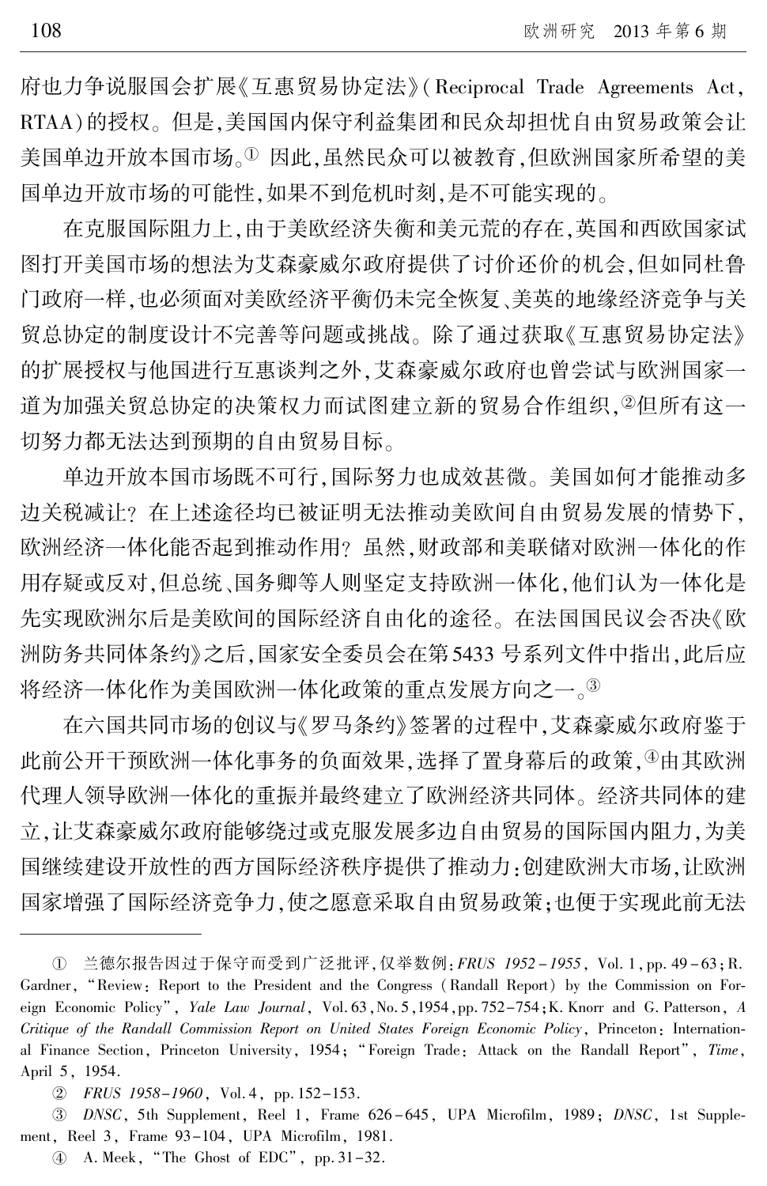府也力争说服国会扩展《互惠贸易协定法》(Reciprocal Trade Agreements Act, RTAA)的授权。但是,美国国内保守利益集团和民众却担忧自由贸易政策会让美国单边开放本国市场。[①] 因此,虽然民众可以被教育,但欧洲国家所希望的美国单边开放市场的可能性,如果不到危机时刻,是不可能实现的。

在克服国际阻力上,由于美欧经济失衡和美元荒的存在,英国和西欧国家试图打开美国市场的想法为艾森豪威尔政府提供了讨价还价的机会,但如同杜鲁门政府一样,也必须面对美欧经济平衡仍未完全恢复、美英的地缘经济竞争与关贸总协定的制度设计不完善等问题或挑战。除了通过获取《互惠贸易协定法》的扩展授权与他国进行互惠谈判之外,艾森豪威尔政府也曾尝试与欧洲国家一道为加强关贸总协定的决策权力而试图建立新的贸易合作组织,[②]但所有这一切努力都无法达到预期的自由贸易目标。

单边开放本国市场既不可行,国际努力也成效甚微。美国如何才能推动多边关税减让?在上述途径均已被证明无法推动美欧间自由贸易发展的情势下,欧洲经济一体化能否起到推动作用?虽然,财政部和美联储对欧洲一体化的作用存疑或反对,但总统、国务卿等人则坚定支持欧洲一体化,他们认为一体化是先实现欧洲尔后是美欧间的国际经济自由化的途径。在法国国民议会否决《欧洲防务共同体条约》之后,国家安全委员会在第5433号系列文件中指出,此后应将经济一体化作为美国欧洲一体化政策的重点发展方向之一。[③]

在六国共同市场的创议与《罗马条约》签署的过程中,艾森豪威尔政府鉴于此前公开干预欧洲一体化事务的负面效果,选择了置身幕后的政策,[④]由其欧洲代理人领导欧洲一体化的重振并最终建立了欧洲经济共同体。经济共同体的建立,让艾森豪威尔政府能够绕过或克服发展多边自由贸易的国际国内阻力,为美国继续建设开放性的西方国际经济秩序提供了推动力:创建欧洲大市场,让欧洲国家增强了国际经济竞争力,使之愿意采取自由贸易政策;也便于实现此前无法

---

① 兰德尔报告因过于保守而受到广泛批评,仅举数例:*FRUS 1952-1955*, Vol. 1, pp. 49-63; R. Gardner, "Review: Report to the President and the Congress (Randall Report) by the Commission on Foreign Economic Policy", *Yale Law Journal*, Vol. 63, No. 5, 1954, pp. 752-754; K. Knorr and G. Patterson, *A Critique of the Randall Commission Report on United States Foreign Economic Policy*, Princeton: International Finance Section, Princeton University, 1954; "Foreign Trade: Attack on the Randall Report", *Time*, April 5, 1954.

② *FRUS 1958-1960*, Vol. 4, pp. 152-153.

③ *DNSC*, 5th Supplement, Reel 1, Frame 626-645, UPA Microfilm, 1989; *DNSC*, 1st Supplement, Reel 3, Frame 93-104, UPA Microfilm, 1981.

④ A. Meek, "The Ghost of EDC", pp. 31-32.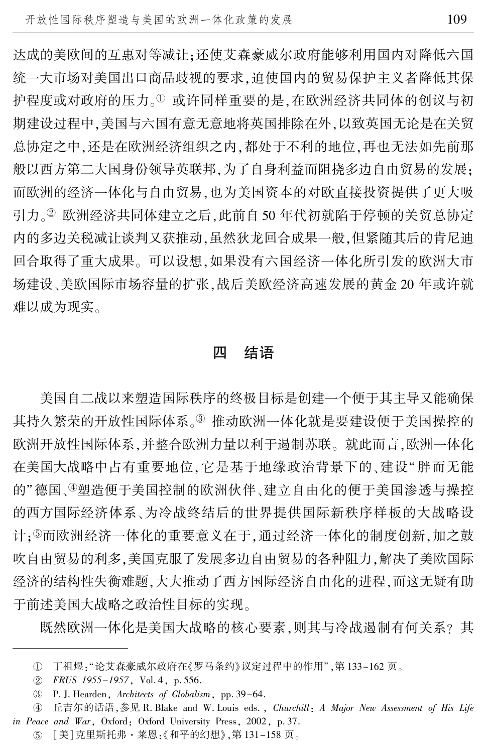达成的美欧间的互惠对等减让;还使艾森豪威尔政府能够利用国内对降低六国统一大市场对美国出口商品歧视的要求,迫使国内的贸易保护主义者降低其保护程度或对政府的压力。[①] 或许同样重要的是,在欧洲经济共同体的创议与初期建设过程中,美国与六国有意无意地将英国排除在外,以致英国无论是在关贸总协定之中,还是在欧洲经济组织之内,都处于不利的地位,再也无法如先前那般以西方第二大国身份领导英联邦,为了自身利益而阻挠多边自由贸易的发展;而欧洲的经济一体化与自由贸易,也为美国资本的对欧直接投资提供了更大吸引力。[②] 欧洲经济共同体建立之后,此前自 50 年代初就陷于停顿的关贸总协定内的多边关税减让谈判又获推动,虽然狄龙回合成果一般,但紧随其后的肯尼迪回合取得了重大成果。可以设想,如果没有六国经济一体化所引发的欧洲大市场建设、美欧国际市场容量的扩张,战后美欧经济高速发展的黄金 20 年或许就难以成为现实。

## 四　结语

美国自二战以来塑造国际秩序的终极目标是创建一个便于其主导又能确保其持久繁荣的开放性国际体系。[③] 推动欧洲一体化就是要建设便于美国操控的欧洲开放性国际体系,并整合欧洲力量以利于遏制苏联。就此而言,欧洲一体化在美国大战略中占有重要地位,它是基于地缘政治背景下的、建设"胖而无能的"德国、[④]塑造便于美国控制的欧洲伙伴、建立自由化的便于美国渗透与操控的西方国际经济体系、为冷战终结后的世界提供国际新秩序样板的大战略设计;[⑤]而欧洲经济一体化的重要意义在于,通过经济一体化的制度创新,加之鼓吹自由贸易的利多,美国克服了发展多边自由贸易的各种阻力,解决了美欧国际经济的结构性失衡难题,大大推动了西方国际经济自由化的进程,而这无疑有助于前述美国大战略之政治性目标的实现。

既然欧洲一体化是美国大战略的核心要素,则其与冷战遏制有何关系? 其

---

① 丁祖煜:"论艾森豪威尔政府在《罗马条约》议定过程中的作用",第 133–162 页。

② *FRUS 1955–1957*, Vol. 4, p. 556.

③ P. J. Hearden, *Architects of Globalism*, pp. 39–64.

④ 丘吉尔的话语,参见 R. Blake and W. Louis eds., *Churchill: A Major New Assessment of His Life in Peace and War*, Oxford: Oxford University Press, 2002, p. 37.

⑤ [美]克里斯托弗·莱恩:《和平的幻想》,第 131–158 页。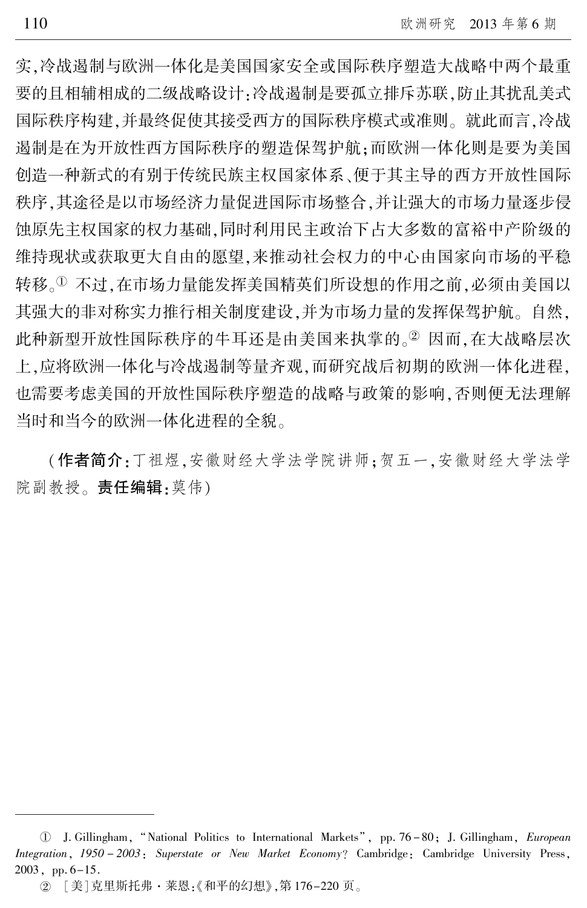实,冷战遏制与欧洲一体化是美国国家安全或国际秩序塑造大战略中两个最重要的且相辅相成的二级战略设计:冷战遏制是要孤立排斥苏联,防止其扰乱美式国际秩序构建,并最终促使其接受西方的国际秩序模式或准则。就此而言,冷战遏制是在为开放性西方国际秩序的塑造保驾护航;而欧洲一体化则是要为美国创造一种新式的有别于传统民族主权国家体系、便于其主导的西方开放性国际秩序,其途径是以市场经济力量促进国际市场整合,并让强大的市场力量逐步侵蚀原先主权国家的权力基础,同时利用民主政治下占大多数的富裕中产阶级的维持现状或获取更大自由的愿望,来推动社会权力的中心由国家向市场的平稳转移。[①] 不过,在市场力量能发挥美国精英们所设想的作用之前,必须由美国以其强大的非对称实力推行相关制度建设,并为市场力量的发挥保驾护航。自然,此种新型开放性国际秩序的牛耳还是由美国来执掌的。[②] 因而,在大战略层次上,应将欧洲一体化与冷战遏制等量齐观,而研究战后初期的欧洲一体化进程,也需要考虑美国的开放性国际秩序塑造的战略与政策的影响,否则便无法理解当时和当今的欧洲一体化进程的全貌。

(**作者简介**:丁祖煜,安徽财经大学法学院讲师;贺五一,安徽财经大学法学院副教授。**责任编辑**:莫伟)

---

① J. Gillingham, “National Politics to International Markets”, pp. 76–80; J. Gillingham, *European Integration, 1950–2003: Superstate or New Market Economy?* Cambridge: Cambridge University Press, 2003, pp. 6–15.

② [美]克里斯托弗·莱恩:《和平的幻想》,第176–220页。